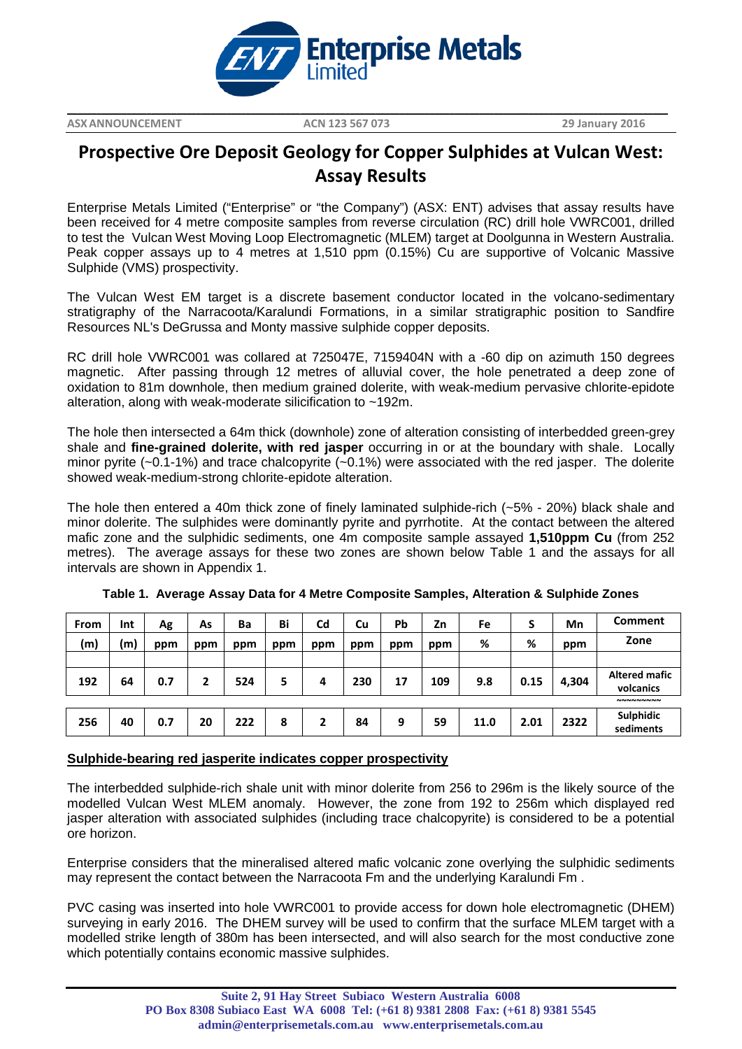**ASX ANNOUNCEMENT** **ACN 123 567 073** **29 January 2016**

# Prospective Ore Deposit Geology for Copper Sulphides at Vulcan West: Assay Results

Enterprise Metals Limited ("Enterprise" or "the Company") (ASX: ENT) advises that assay results have been received for 4 metre composite samples from reverse circulation (RC) drill hole VWRC001, drilled to test the Vulcan West Moving Loop Electromagnetic (MLEM) target at Doolgunna in Western Australia. Peak copper assays up to 4 metres at 1,510 ppm (0.15%) Cu are supportive of Volcanic Massive Sulphide (VMS) prospectivity.

The Vulcan West EM target is a discrete basement conductor located in the volcano-sedimentary stratigraphy of the Narracoota/Karalundi Formations, in a similar stratigraphic position to Sandfire Resources NL's DeGrussa and Monty massive sulphide copper deposits.

RC drill hole VWRC001 was collared at 725047E, 7159404N with a -60 dip on azimuth 150 degrees magnetic. After passing through 12 metres of alluvial cover, the hole penetrated a deep zone of oxidation to 81m downhole, then medium grained dolerite, with weak-medium pervasive chlorite-epidote alteration, along with weak-moderate silicification to ~192m.

The hole then intersected a 64m thick (downhole) zone of alteration consisting of interbedded green-grey shale and **fine-grained dolerite, with red jasper** occurring in or at the boundary with shale. Locally minor pyrite (~0.1-1%) and trace chalcopyrite (~0.1%) were associated with the red jasper. The dolerite showed weak-medium-strong chlorite-epidote alteration.

The hole then entered a 40m thick zone of finely laminated sulphide-rich (~5% - 20%) black shale and minor dolerite. The sulphides were dominantly pyrite and pyrrhotite. At the contact between the altered mafic zone and the sulphidic sediments, one 4m composite sample assayed **1,510ppm Cu** (from 252 metres). The average assays for these two zones are shown below Table 1 and the assays for all intervals are shown in Appendix 1.

**Table 1. Average Assay Data for 4 Metre Composite Samples, Alteration & Sulphide Zones**

| From | Int | Ag | As | Ba | Bi | Cd | Cu | Pb | Zn | Fe | S | Mn | Comment |
|---|---|---|---|---|---|---|---|---|---|---|---|---|---|
| (m) | (m) | ppm | ppm | ppm | ppm | ppm | ppm | ppm | ppm | % | % | ppm | Zone |
| 192 | 64 | 0.7 | 2 | 524 | 5 | 4 | 230 | 17 | 109 | 9.8 | 0.15 | 4,304 | Altered mafic volcanics |
| 256 | 40 | 0.7 | 20 | 222 | 8 | 2 | 84 | 9 | 59 | 11.0 | 2.01 | 2322 | Sulphidic sediments |

**Sulphide-bearing red jasperite indicates copper prospectivity**

The interbedded sulphide-rich shale unit with minor dolerite from 256 to 296m is the likely source of the modelled Vulcan West MLEM anomaly. However, the zone from 192 to 256m which displayed red jasper alteration with associated sulphides (including trace chalcopyrite) is considered to be a potential ore horizon.

Enterprise considers that the mineralised altered mafic volcanic zone overlying the sulphidic sediments may represent the contact between the Narracoota Fm and the underlying Karalundi Fm .

PVC casing was inserted into hole VWRC001 to provide access for down hole electromagnetic (DHEM) surveying in early 2016. The DHEM survey will be used to confirm that the surface MLEM target with a modelled strike length of 380m has been intersected, and will also search for the most conductive zone which potentially contains economic massive sulphides.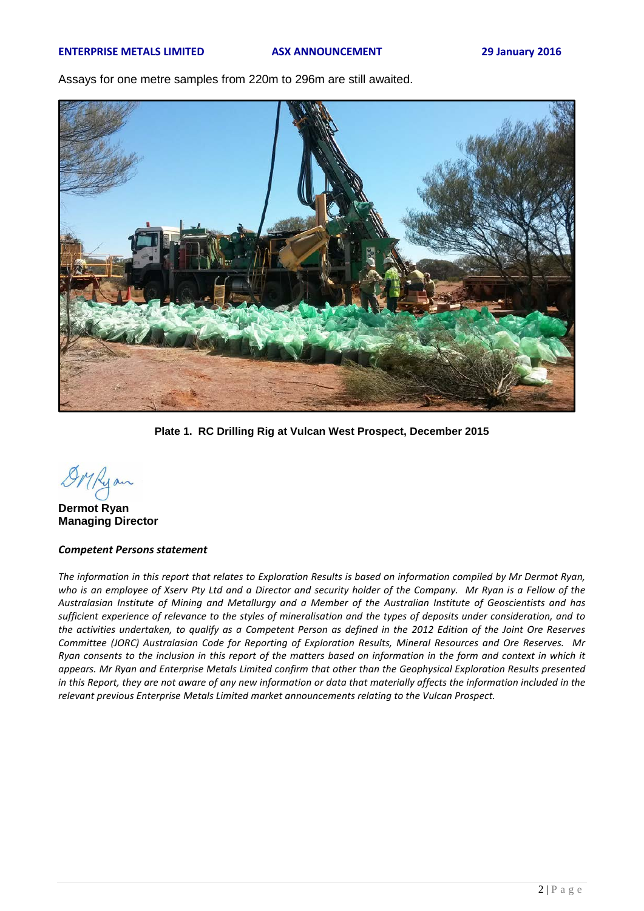Assays for one metre samples from 220m to 296m are still awaited.

**Plate 1. RC Drilling Rig at Vulcan West Prospect, December 2015**

**Dermot Ryan**
**Managing Director**

***Competent Persons statement***

*The information in this report that relates to Exploration Results is based on information compiled by Mr Dermot Ryan, who is an employee of Xserv Pty Ltd and a Director and security holder of the Company. Mr Ryan is a Fellow of the Australasian Institute of Mining and Metallurgy and a Member of the Australian Institute of Geoscientists and has sufficient experience of relevance to the styles of mineralisation and the types of deposits under consideration, and to the activities undertaken, to qualify as a Competent Person as defined in the 2012 Edition of the Joint Ore Reserves Committee (JORC) Australasian Code for Reporting of Exploration Results, Mineral Resources and Ore Reserves. Mr Ryan consents to the inclusion in this report of the matters based on information in the form and context in which it appears. Mr Ryan and Enterprise Metals Limited confirm that other than the Geophysical Exploration Results presented in this Report, they are not aware of any new information or data that materially affects the information included in the relevant previous Enterprise Metals Limited market announcements relating to the Vulcan Prospect.*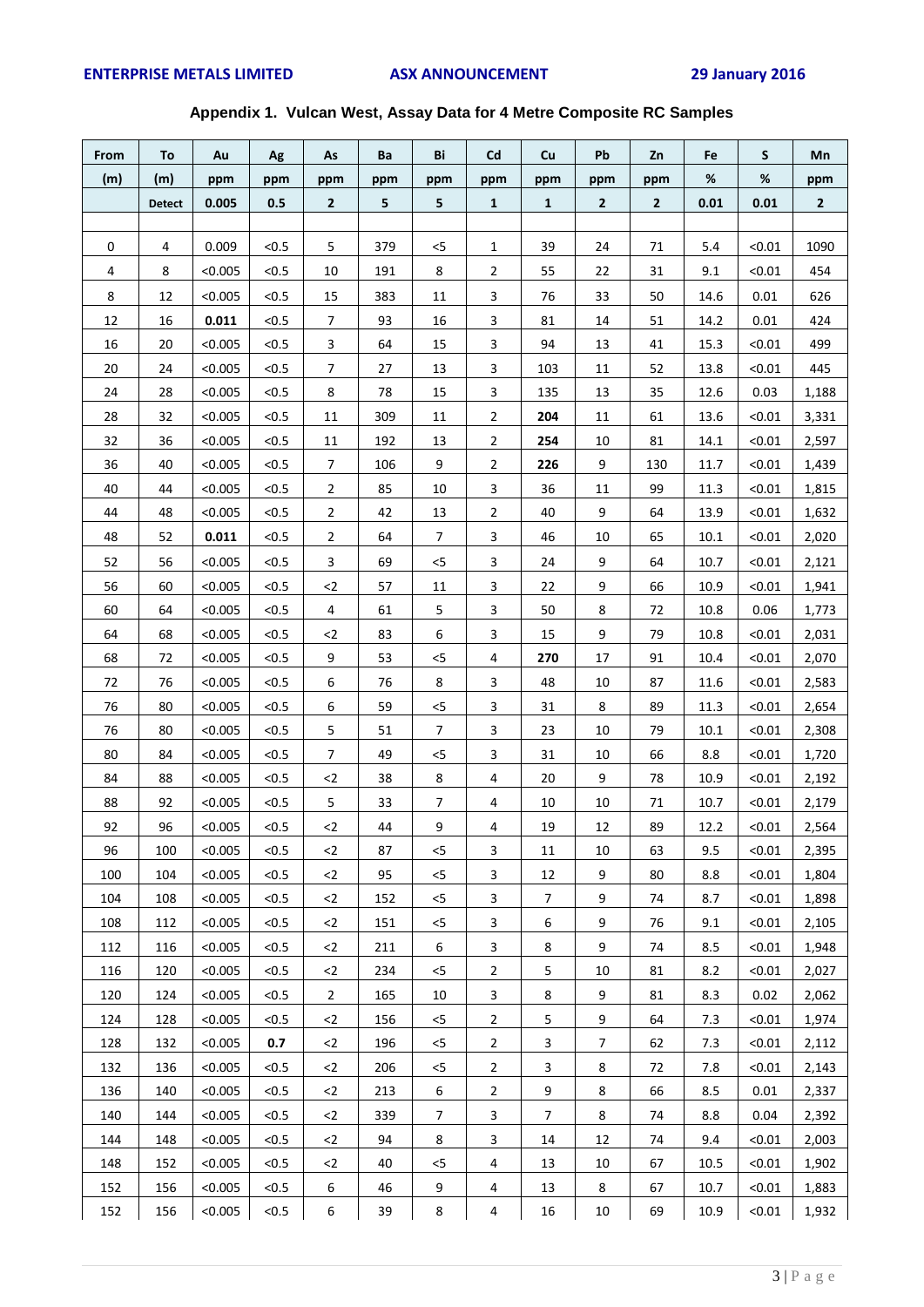## Appendix 1. Vulcan West, Assay Data for 4 Metre Composite RC Samples

| From | To | Au | Ag | As | Ba | Bi | Cd | Cu | Pb | Zn | Fe | S | Mn |
|---|---|---|---|---|---|---|---|---|---|---|---|---|---|
| (m) | (m) | ppm | ppm | ppm | ppm | ppm | ppm | ppm | ppm | ppm | % | % | ppm |
| | Detect | 0.005 | 0.5 | 2 | 5 | 5 | 1 | 1 | 2 | 2 | 0.01 | 0.01 | 2 |
| | | | | | | | | | | | | | |
| 0 | 4 | 0.009 | <0.5 | 5 | 379 | <5 | 1 | 39 | 24 | 71 | 5.4 | <0.01 | 1090 |
| 4 | 8 | <0.005 | <0.5 | 10 | 191 | 8 | 2 | 55 | 22 | 31 | 9.1 | <0.01 | 454 |
| 8 | 12 | <0.005 | <0.5 | 15 | 383 | 11 | 3 | 76 | 33 | 50 | 14.6 | 0.01 | 626 |
| 12 | 16 | **0.011** | <0.5 | 7 | 93 | 16 | 3 | 81 | 14 | 51 | 14.2 | 0.01 | 424 |
| 16 | 20 | <0.005 | <0.5 | 3 | 64 | 15 | 3 | 94 | 13 | 41 | 15.3 | <0.01 | 499 |
| 20 | 24 | <0.005 | <0.5 | 7 | 27 | 13 | 3 | 103 | 11 | 52 | 13.8 | <0.01 | 445 |
| 24 | 28 | <0.005 | <0.5 | 8 | 78 | 15 | 3 | 135 | 13 | 35 | 12.6 | 0.03 | 1,188 |
| 28 | 32 | <0.005 | <0.5 | 11 | 309 | 11 | 2 | **204** | 11 | 61 | 13.6 | <0.01 | 3,331 |
| 32 | 36 | <0.005 | <0.5 | 11 | 192 | 13 | 2 | **254** | 10 | 81 | 14.1 | <0.01 | 2,597 |
| 36 | 40 | <0.005 | <0.5 | 7 | 106 | 9 | 2 | **226** | 9 | 130 | 11.7 | <0.01 | 1,439 |
| 40 | 44 | <0.005 | <0.5 | 2 | 85 | 10 | 3 | 36 | 11 | 99 | 11.3 | <0.01 | 1,815 |
| 44 | 48 | <0.005 | <0.5 | 2 | 42 | 13 | 2 | 40 | 9 | 64 | 13.9 | <0.01 | 1,632 |
| 48 | 52 | **0.011** | <0.5 | 2 | 64 | 7 | 3 | 46 | 10 | 65 | 10.1 | <0.01 | 2,020 |
| 52 | 56 | <0.005 | <0.5 | 3 | 69 | <5 | 3 | 24 | 9 | 64 | 10.7 | <0.01 | 2,121 |
| 56 | 60 | <0.005 | <0.5 | <2 | 57 | 11 | 3 | 22 | 9 | 66 | 10.9 | <0.01 | 1,941 |
| 60 | 64 | <0.005 | <0.5 | 4 | 61 | 5 | 3 | 50 | 8 | 72 | 10.8 | 0.06 | 1,773 |
| 64 | 68 | <0.005 | <0.5 | <2 | 83 | 6 | 3 | 15 | 9 | 79 | 10.8 | <0.01 | 2,031 |
| 68 | 72 | <0.005 | <0.5 | 9 | 53 | <5 | 4 | **270** | 17 | 91 | 10.4 | <0.01 | 2,070 |
| 72 | 76 | <0.005 | <0.5 | 6 | 76 | 8 | 3 | 48 | 10 | 87 | 11.6 | <0.01 | 2,583 |
| 76 | 80 | <0.005 | <0.5 | 6 | 59 | <5 | 3 | 31 | 8 | 89 | 11.3 | <0.01 | 2,654 |
| 76 | 80 | <0.005 | <0.5 | 5 | 51 | 7 | 3 | 23 | 10 | 79 | 10.1 | <0.01 | 2,308 |
| 80 | 84 | <0.005 | <0.5 | 7 | 49 | <5 | 3 | 31 | 10 | 66 | 8.8 | <0.01 | 1,720 |
| 84 | 88 | <0.005 | <0.5 | <2 | 38 | 8 | 4 | 20 | 9 | 78 | 10.9 | <0.01 | 2,192 |
| 88 | 92 | <0.005 | <0.5 | 5 | 33 | 7 | 4 | 10 | 10 | 71 | 10.7 | <0.01 | 2,179 |
| 92 | 96 | <0.005 | <0.5 | <2 | 44 | 9 | 4 | 19 | 12 | 89 | 12.2 | <0.01 | 2,564 |
| 96 | 100 | <0.005 | <0.5 | <2 | 87 | <5 | 3 | 11 | 10 | 63 | 9.5 | <0.01 | 2,395 |
| 100 | 104 | <0.005 | <0.5 | <2 | 95 | <5 | 3 | 12 | 9 | 80 | 8.8 | <0.01 | 1,804 |
| 104 | 108 | <0.005 | <0.5 | <2 | 152 | <5 | 3 | 7 | 9 | 74 | 8.7 | <0.01 | 1,898 |
| 108 | 112 | <0.005 | <0.5 | <2 | 151 | <5 | 3 | 6 | 9 | 76 | 9.1 | <0.01 | 2,105 |
| 112 | 116 | <0.005 | <0.5 | <2 | 211 | 6 | 3 | 8 | 9 | 74 | 8.5 | <0.01 | 1,948 |
| 116 | 120 | <0.005 | <0.5 | <2 | 234 | <5 | 2 | 5 | 10 | 81 | 8.2 | <0.01 | 2,027 |
| 120 | 124 | <0.005 | <0.5 | 2 | 165 | 10 | 3 | 8 | 9 | 81 | 8.3 | 0.02 | 2,062 |
| 124 | 128 | <0.005 | <0.5 | <2 | 156 | <5 | 2 | 5 | 9 | 64 | 7.3 | <0.01 | 1,974 |
| 128 | 132 | <0.005 | **0.7** | <2 | 196 | <5 | 2 | 3 | 7 | 62 | 7.3 | <0.01 | 2,112 |
| 132 | 136 | <0.005 | <0.5 | <2 | 206 | <5 | 2 | 3 | 8 | 72 | 7.8 | <0.01 | 2,143 |
| 136 | 140 | <0.005 | <0.5 | <2 | 213 | 6 | 2 | 9 | 8 | 66 | 8.5 | 0.01 | 2,337 |
| 140 | 144 | <0.005 | <0.5 | <2 | 339 | 7 | 3 | 7 | 8 | 74 | 8.8 | 0.04 | 2,392 |
| 144 | 148 | <0.005 | <0.5 | <2 | 94 | 8 | 3 | 14 | 12 | 74 | 9.4 | <0.01 | 2,003 |
| 148 | 152 | <0.005 | <0.5 | <2 | 40 | <5 | 4 | 13 | 10 | 67 | 10.5 | <0.01 | 1,902 |
| 152 | 156 | <0.005 | <0.5 | 6 | 46 | 9 | 4 | 13 | 8 | 67 | 10.7 | <0.01 | 1,883 |
| 152 | 156 | <0.005 | <0.5 | 6 | 39 | 8 | 4 | 16 | 10 | 69 | 10.9 | <0.01 | 1,932 |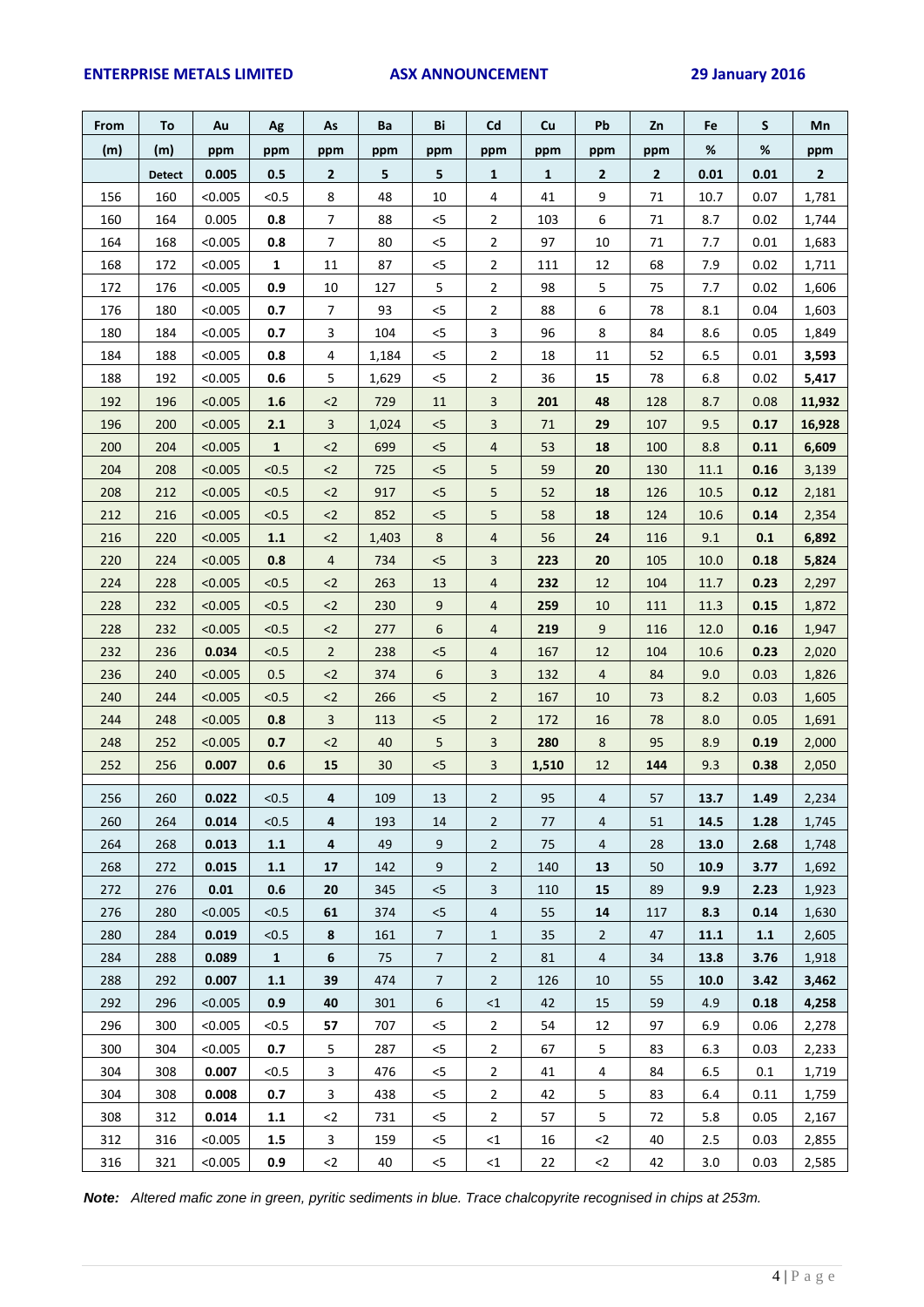| From | To | Au | Ag | As | Ba | Bi | Cd | Cu | Pb | Zn | Fe | S | Mn |
|---|---|---|---|---|---|---|---|---|---|---|---|---|---|
| (m) | (m) | ppm | ppm | ppm | ppm | ppm | ppm | ppm | ppm | ppm | % | % | ppm |
| | **Detect** | **0.005** | **0.5** | **2** | **5** | **5** | **1** | **1** | **2** | **2** | **0.01** | **0.01** | **2** |
| 156 | 160 | <0.005 | <0.5 | 8 | 48 | 10 | 4 | 41 | 9 | 71 | 10.7 | 0.07 | 1,781 |
| 160 | 164 | 0.005 | **0.8** | 7 | 88 | <5 | 2 | 103 | 6 | 71 | 8.7 | 0.02 | 1,744 |
| 164 | 168 | <0.005 | **0.8** | 7 | 80 | <5 | 2 | 97 | 10 | 71 | 7.7 | 0.01 | 1,683 |
| 168 | 172 | <0.005 | **1** | 11 | 87 | <5 | 2 | 111 | 12 | 68 | 7.9 | 0.02 | 1,711 |
| 172 | 176 | <0.005 | **0.9** | 10 | 127 | 5 | 2 | 98 | 5 | 75 | 7.7 | 0.02 | 1,606 |
| 176 | 180 | <0.005 | **0.7** | 7 | 93 | <5 | 2 | 88 | 6 | 78 | 8.1 | 0.04 | 1,603 |
| 180 | 184 | <0.005 | **0.7** | 3 | 104 | <5 | 3 | 96 | 8 | 84 | 8.6 | 0.05 | 1,849 |
| 184 | 188 | <0.005 | **0.8** | 4 | 1,184 | <5 | 2 | 18 | 11 | 52 | 6.5 | 0.01 | **3,593** |
| 188 | 192 | <0.005 | **0.6** | 5 | 1,629 | <5 | 2 | 36 | **15** | 78 | 6.8 | 0.02 | **5,417** |
| 192 | 196 | <0.005 | **1.6** | <2 | 729 | 11 | 3 | **201** | **48** | 128 | 8.7 | 0.08 | **11,932** |
| 196 | 200 | <0.005 | **2.1** | 3 | 1,024 | <5 | 3 | 71 | **29** | 107 | 9.5 | **0.17** | **16,928** |
| 200 | 204 | <0.005 | **1** | <2 | 699 | <5 | 4 | 53 | **18** | 100 | 8.8 | **0.11** | **6,609** |
| 204 | 208 | <0.005 | <0.5 | <2 | 725 | <5 | 5 | 59 | **20** | 130 | 11.1 | **0.16** | 3,139 |
| 208 | 212 | <0.005 | <0.5 | <2 | 917 | <5 | 5 | 52 | **18** | 126 | 10.5 | **0.12** | 2,181 |
| 212 | 216 | <0.005 | <0.5 | <2 | 852 | <5 | 5 | 58 | **18** | 124 | 10.6 | **0.14** | 2,354 |
| 216 | 220 | <0.005 | **1.1** | <2 | 1,403 | 8 | 4 | 56 | **24** | 116 | 9.1 | **0.1** | **6,892** |
| 220 | 224 | <0.005 | **0.8** | 4 | 734 | <5 | 3 | **223** | **20** | 105 | 10.0 | **0.18** | **5,824** |
| 224 | 228 | <0.005 | <0.5 | <2 | 263 | 13 | 4 | **232** | 12 | 104 | 11.7 | **0.23** | 2,297 |
| 228 | 232 | <0.005 | <0.5 | <2 | 230 | 9 | 4 | **259** | 10 | 111 | 11.3 | **0.15** | 1,872 |
| 228 | 232 | <0.005 | <0.5 | <2 | 277 | 6 | 4 | **219** | 9 | 116 | 12.0 | **0.16** | 1,947 |
| 232 | 236 | **0.034** | <0.5 | 2 | 238 | <5 | 4 | 167 | 12 | 104 | 10.6 | **0.23** | 2,020 |
| 236 | 240 | <0.005 | 0.5 | <2 | 374 | 6 | 3 | 132 | 4 | 84 | 9.0 | 0.03 | 1,826 |
| 240 | 244 | <0.005 | <0.5 | <2 | 266 | <5 | 2 | 167 | 10 | 73 | 8.2 | 0.03 | 1,605 |
| 244 | 248 | <0.005 | **0.8** | 3 | 113 | <5 | 2 | 172 | 16 | 78 | 8.0 | 0.05 | 1,691 |
| 248 | 252 | <0.005 | **0.7** | <2 | 40 | 5 | 3 | **280** | 8 | 95 | 8.9 | **0.19** | 2,000 |
| 252 | 256 | **0.007** | **0.6** | **15** | 30 | <5 | 3 | **1,510** | 12 | **144** | 9.3 | **0.38** | 2,050 |
| 256 | 260 | **0.022** | <0.5 | **4** | 109 | 13 | 2 | 95 | 4 | 57 | **13.7** | **1.49** | 2,234 |
| 260 | 264 | **0.014** | <0.5 | **4** | 193 | 14 | 2 | 77 | 4 | 51 | **14.5** | **1.28** | 1,745 |
| 264 | 268 | **0.013** | **1.1** | **4** | 49 | 9 | 2 | 75 | 4 | 28 | **13.0** | **2.68** | 1,748 |
| 268 | 272 | **0.015** | **1.1** | **17** | 142 | 9 | 2 | 140 | **13** | 50 | **10.9** | **3.77** | 1,692 |
| 272 | 276 | **0.01** | **0.6** | **20** | 345 | <5 | 3 | 110 | **15** | 89 | **9.9** | **2.23** | 1,923 |
| 276 | 280 | <0.005 | <0.5 | **61** | 374 | <5 | 4 | 55 | **14** | 117 | **8.3** | **0.14** | 1,630 |
| 280 | 284 | **0.019** | <0.5 | **8** | 161 | 7 | 1 | 35 | 2 | 47 | **11.1** | **1.1** | 2,605 |
| 284 | 288 | **0.089** | **1** | **6** | 75 | 7 | 2 | 81 | 4 | 34 | **13.8** | **3.76** | 1,918 |
| 288 | 292 | **0.007** | **1.1** | **39** | 474 | 7 | 2 | 126 | 10 | 55 | **10.0** | **3.42** | **3,462** |
| 292 | 296 | <0.005 | **0.9** | **40** | 301 | 6 | <1 | 42 | 15 | 59 | 4.9 | **0.18** | **4,258** |
| 296 | 300 | <0.005 | <0.5 | **57** | 707 | <5 | 2 | 54 | 12 | 97 | 6.9 | 0.06 | 2,278 |
| 300 | 304 | <0.005 | **0.7** | 5 | 287 | <5 | 2 | 67 | 5 | 83 | 6.3 | 0.03 | 2,233 |
| 304 | 308 | **0.007** | <0.5 | 3 | 476 | <5 | 2 | 41 | 4 | 84 | 6.5 | 0.1 | 1,719 |
| 304 | 308 | **0.008** | **0.7** | 3 | 438 | <5 | 2 | 42 | 5 | 83 | 6.4 | 0.11 | 1,759 |
| 308 | 312 | **0.014** | **1.1** | <2 | 731 | <5 | 2 | 57 | 5 | 72 | 5.8 | 0.05 | 2,167 |
| 312 | 316 | <0.005 | **1.5** | 3 | 159 | <5 | <1 | 16 | <2 | 40 | 2.5 | 0.03 | 2,855 |
| 316 | 321 | <0.005 | **0.9** | <2 | 40 | <5 | <1 | 22 | <2 | 42 | 3.0 | 0.03 | 2,585 |

***Note:*** *Altered mafic zone in green, pyritic sediments in blue. Trace chalcopyrite recognised in chips at 253m.*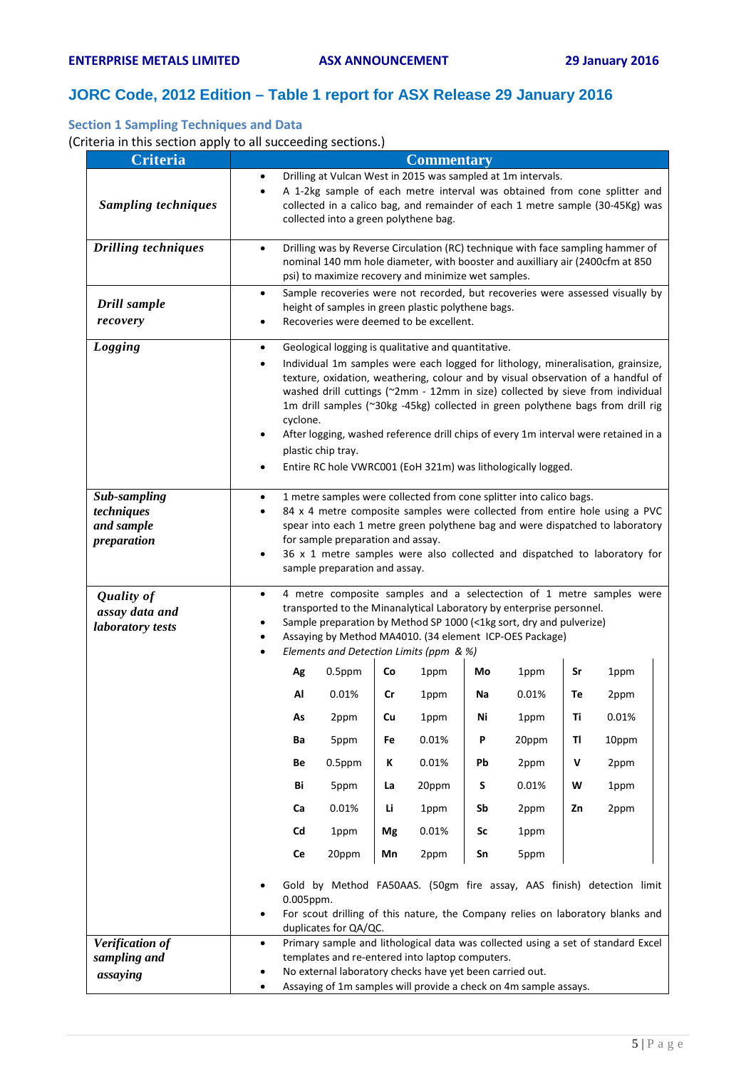## JORC Code, 2012 Edition – Table 1 report for ASX Release 29 January 2016

### Section 1 Sampling Techniques and Data

(Criteria in this section apply to all succeeding sections.)

| Criteria | Commentary |
|---|---|
| ***Sampling techniques*** | • Drilling at Vulcan West in 2015 was sampled at 1m intervals.<br>• A 1-2kg sample of each metre interval was obtained from cone splitter and collected in a calico bag, and remainder of each 1 metre sample (30-45Kg) was collected into a green polythene bag. |
| ***Drilling techniques*** | • Drilling was by Reverse Circulation (RC) technique with face sampling hammer of nominal 140 mm hole diameter, with booster and auxilliary air (2400cfm at 850 psi) to maximize recovery and minimize wet samples. |
| ***Drill sample recovery*** | • Sample recoveries were not recorded, but recoveries were assessed visually by height of samples in green plastic polythene bags.<br>• Recoveries were deemed to be excellent. |
| ***Logging*** | • Geological logging is qualitative and quantitative.<br>• Individual 1m samples were each logged for lithology, mineralisation, grainsize, texture, oxidation, weathering, colour and by visual observation of a handful of washed drill cuttings (~2mm - 12mm in size) collected by sieve from individual 1m drill samples (~30kg -45kg) collected in green polythene bags from drill rig cyclone.<br>• After logging, washed reference drill chips of every 1m interval were retained in a plastic chip tray.<br>• Entire RC hole VWRC001 (EoH 321m) was lithologically logged. |
| ***Sub-sampling techniques and sample preparation*** | • 1 metre samples were collected from cone splitter into calico bags.<br>• 84 x 4 metre composite samples were collected from entire hole using a PVC spear into each 1 metre green polythene bag and were dispatched to laboratory for sample preparation and assay.<br>• 36 x 1 metre samples were also collected and dispatched to laboratory for sample preparation and assay. |
| ***Quality of assay data and laboratory tests*** | • 4 metre composite samples and a selectection of 1 metre samples were transported to the Minanalytical Laboratory by enterprise personnel.<br>• Sample preparation by Method SP 1000 (<1kg sort, dry and pulverize)<br>• Assaying by Method MA4010. (34 element ICP-OES Package)<br>• *Elements and Detection Limits (ppm & %)*<br><br>**Ag** 0.5ppm, **Al** 0.01%, **As** 2ppm, **Ba** 5ppm, **Be** 0.5ppm, **Bi** 5ppm, **Ca** 0.01%, **Cd** 1ppm, **Ce** 20ppm<br>**Co** 1ppm, **Cr** 1ppm, **Cu** 1ppm, **Fe** 0.01%, **K** 0.01%, **La** 20ppm, **Li** 1ppm, **Mg** 0.01%, **Mn** 2ppm<br>**Mo** 1ppm, **Na** 0.01%, **Ni** 1ppm, **P** 20ppm, **Pb** 2ppm, **S** 0.01%, **Sb** 2ppm, **Sc** 1ppm, **Sn** 5ppm<br>**Sr** 1ppm, **Te** 2ppm, **Ti** 0.01%, **Tl** 10ppm, **V** 2ppm, **W** 1ppm, **Zn** 2ppm<br><br>• Gold by Method FA50AAS. (50gm fire assay, AAS finish) detection limit 0.005ppm.<br>• For scout drilling of this nature, the Company relies on laboratory blanks and duplicates for QA/QC. |
| ***Verification of sampling and assaying*** | • Primary sample and lithological data was collected using a set of standard Excel templates and re-entered into laptop computers.<br>• No external laboratory checks have yet been carried out.<br>• Assaying of 1m samples will provide a check on 4m sample assays. |

Elements and Detection Limits (ppm & %):

| Element | Limit | Element | Limit | Element | Limit | Element | Limit |
|---|---|---|---|---|---|---|---|
| **Ag** | 0.5ppm | **Co** | 1ppm | **Mo** | 1ppm | **Sr** | 1ppm |
| **Al** | 0.01% | **Cr** | 1ppm | **Na** | 0.01% | **Te** | 2ppm |
| **As** | 2ppm | **Cu** | 1ppm | **Ni** | 1ppm | **Ti** | 0.01% |
| **Ba** | 5ppm | **Fe** | 0.01% | **P** | 20ppm | **Tl** | 10ppm |
| **Be** | 0.5ppm | **K** | 0.01% | **Pb** | 2ppm | **V** | 2ppm |
| **Bi** | 5ppm | **La** | 20ppm | **S** | 0.01% | **W** | 1ppm |
| **Ca** | 0.01% | **Li** | 1ppm | **Sb** | 2ppm | **Zn** | 2ppm |
| **Cd** | 1ppm | **Mg** | 0.01% | **Sc** | 1ppm | | |
| **Ce** | 20ppm | **Mn** | 2ppm | **Sn** | 5ppm | | |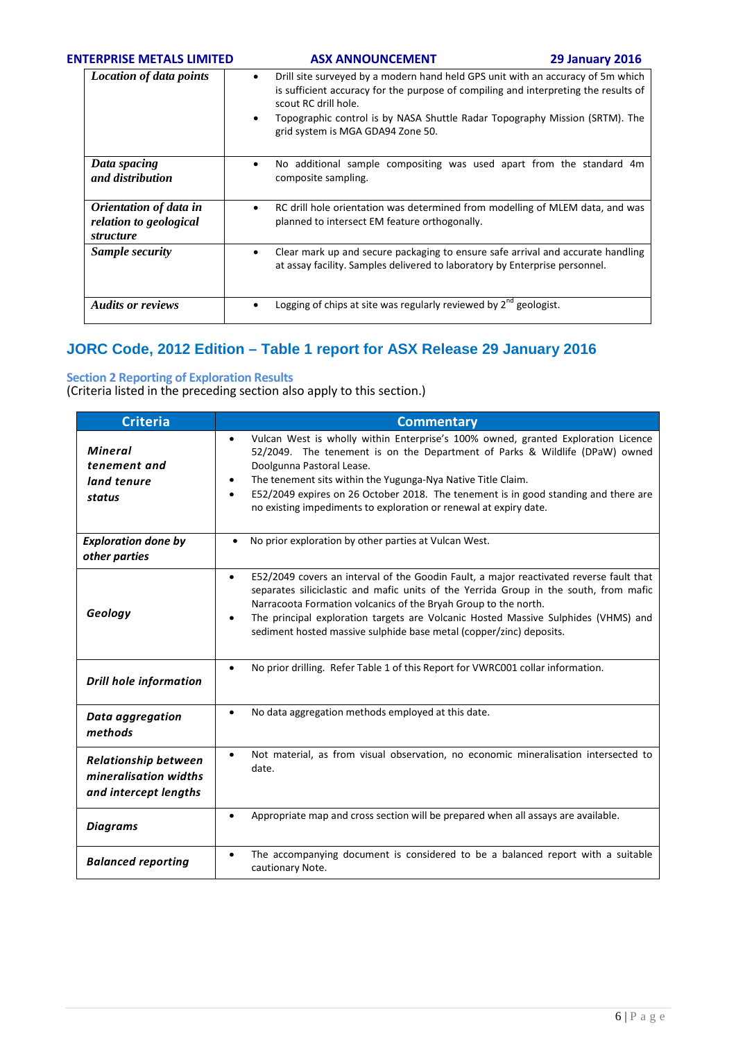| | |
|---|---|
| ***Location of data points*** | • Drill site surveyed by a modern hand held GPS unit with an accuracy of 5m which is sufficient accuracy for the purpose of compiling and interpreting the results of scout RC drill hole.<br>• Topographic control is by NASA Shuttle Radar Topography Mission (SRTM). The grid system is MGA GDA94 Zone 50. |
| ***Data spacing and distribution*** | • No additional sample compositing was used apart from the standard 4m composite sampling. |
| ***Orientation of data in relation to geological structure*** | • RC drill hole orientation was determined from modelling of MLEM data, and was planned to intersect EM feature orthogonally. |
| ***Sample security*** | • Clear mark up and secure packaging to ensure safe arrival and accurate handling at assay facility. Samples delivered to laboratory by Enterprise personnel. |
| ***Audits or reviews*** | • Logging of chips at site was regularly reviewed by 2nd geologist. |

## JORC Code, 2012 Edition – Table 1 report for ASX Release 29 January 2016

### Section 2 Reporting of Exploration Results

(Criteria listed in the preceding section also apply to this section.)

| Criteria | Commentary |
|---|---|
| ***Mineral tenement and land tenure status*** | • Vulcan West is wholly within Enterprise's 100% owned, granted Exploration Licence 52/2049. The tenement is on the Department of Parks & Wildlife (DPaW) owned Doolgunna Pastoral Lease.<br>• The tenement sits within the Yugunga-Nya Native Title Claim.<br>• E52/2049 expires on 26 October 2018. The tenement is in good standing and there are no existing impediments to exploration or renewal at expiry date. |
| ***Exploration done by other parties*** | • No prior exploration by other parties at Vulcan West. |
| ***Geology*** | • E52/2049 covers an interval of the Goodin Fault, a major reactivated reverse fault that separates siliciclastic and mafic units of the Yerrida Group in the south, from mafic Narracoota Formation volcanics of the Bryah Group to the north.<br>• The principal exploration targets are Volcanic Hosted Massive Sulphides (VHMS) and sediment hosted massive sulphide base metal (copper/zinc) deposits. |
| ***Drill hole information*** | • No prior drilling. Refer Table 1 of this Report for VWRC001 collar information. |
| ***Data aggregation methods*** | • No data aggregation methods employed at this date. |
| ***Relationship between mineralisation widths and intercept lengths*** | • Not material, as from visual observation, no economic mineralisation intersected to date. |
| ***Diagrams*** | • Appropriate map and cross section will be prepared when all assays are available. |
| ***Balanced reporting*** | • The accompanying document is considered to be a balanced report with a suitable cautionary Note. |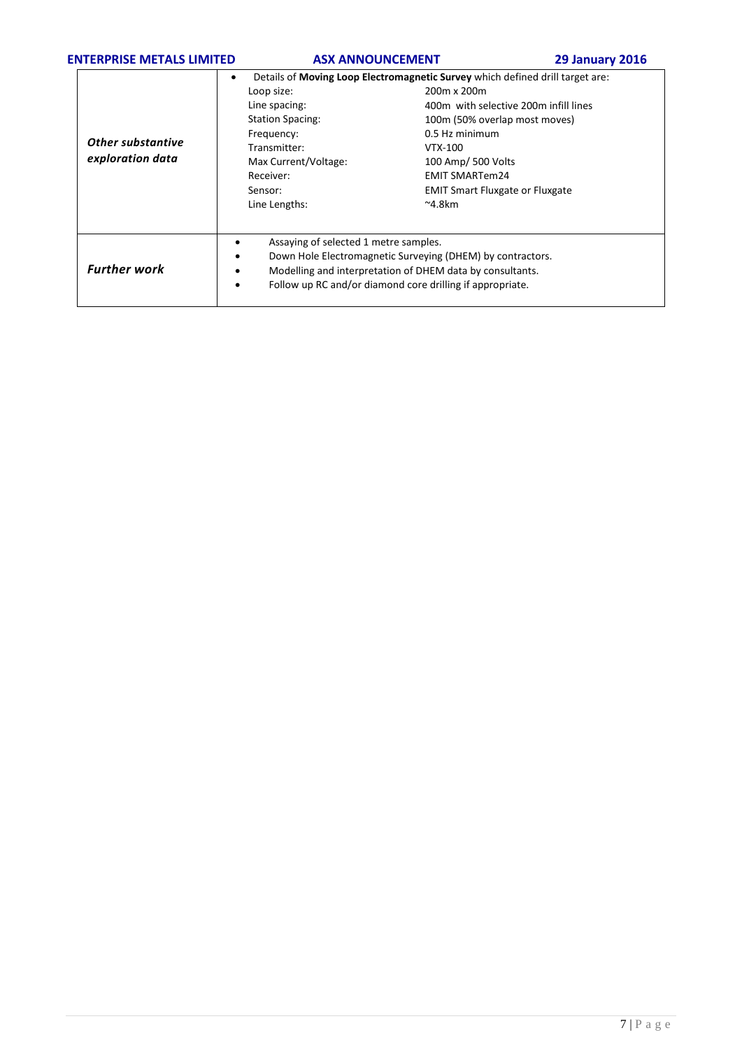| | |
|---|---|
| ***Other substantive exploration data*** | • Details of **Moving Loop Electromagnetic Survey** which defined drill target are:<br>Loop size: 200m x 200m<br>Line spacing: 400m with selective 200m infill lines<br>Station Spacing: 100m (50% overlap most moves)<br>Frequency: 0.5 Hz minimum<br>Transmitter: VTX-100<br>Max Current/Voltage: 100 Amp/ 500 Volts<br>Receiver: EMIT SMARTem24<br>Sensor: EMIT Smart Fluxgate or Fluxgate<br>Line Lengths: ~4.8km |
| ***Further work*** | • Assaying of selected 1 metre samples.<br>• Down Hole Electromagnetic Surveying (DHEM) by contractors.<br>• Modelling and interpretation of DHEM data by consultants.<br>• Follow up RC and/or diamond core drilling if appropriate. |